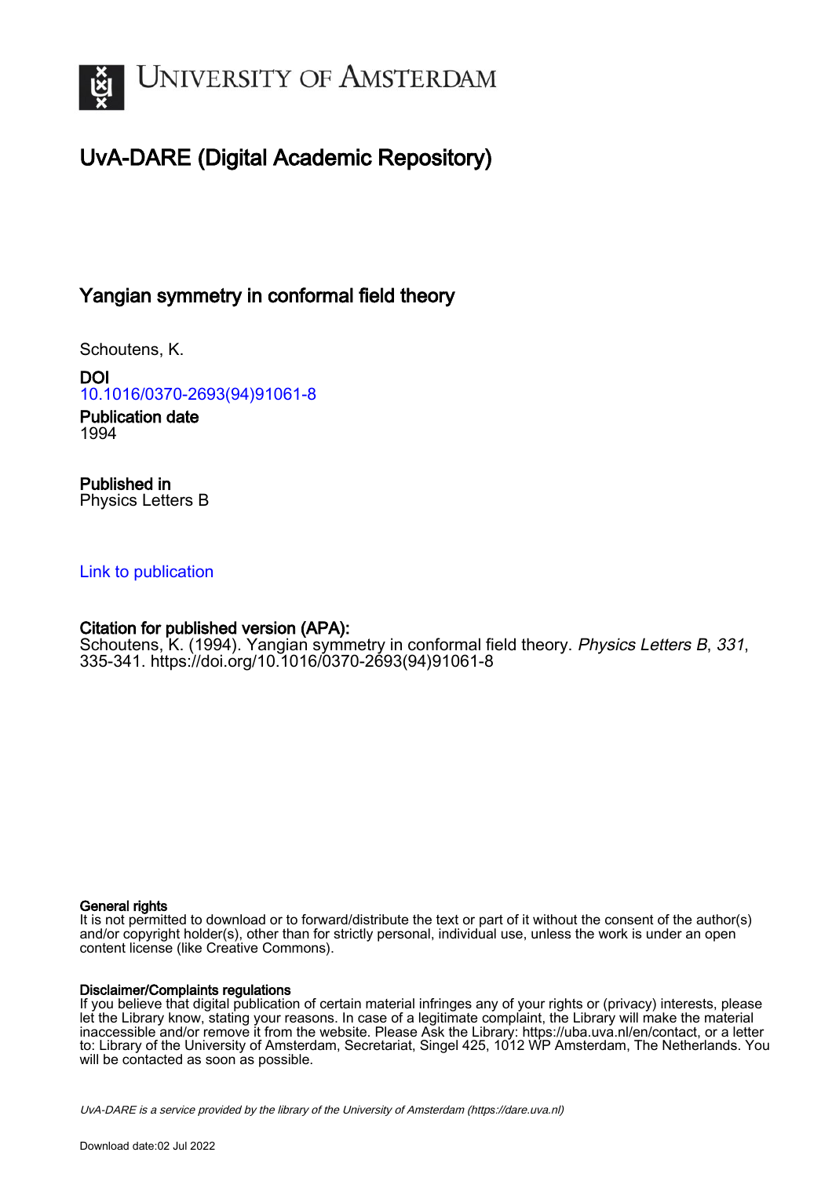# UvA-DARE (Digital Academic Repository)

## Yangian symmetry in conformal field theory

Schoutens, K.

**DOI**
10.1016/0370-2693(94)91061-8

**Publication date**
1994

**Published in**
Physics Letters B

Link to publication

**Citation for published version (APA):**
Schoutens, K. (1994). Yangian symmetry in conformal field theory. *Physics Letters B*, *331*, 335-341. https://doi.org/10.1016/0370-2693(94)91061-8

**General rights**
It is not permitted to download or to forward/distribute the text or part of it without the consent of the author(s) and/or copyright holder(s), other than for strictly personal, individual use, unless the work is under an open content license (like Creative Commons).

**Disclaimer/Complaints regulations**
If you believe that digital publication of certain material infringes any of your rights or (privacy) interests, please let the Library know, stating your reasons. In case of a legitimate complaint, the Library will make the material inaccessible and/or remove it from the website. Please Ask the Library: https://uba.uva.nl/en/contact, or a letter to: Library of the University of Amsterdam, Secretariat, Singel 425, 1012 WP Amsterdam, The Netherlands. You will be contacted as soon as possible.

*UvA-DARE is a service provided by the library of the University of Amsterdam (https://dare.uva.nl)*

Download date:02 Jul 2022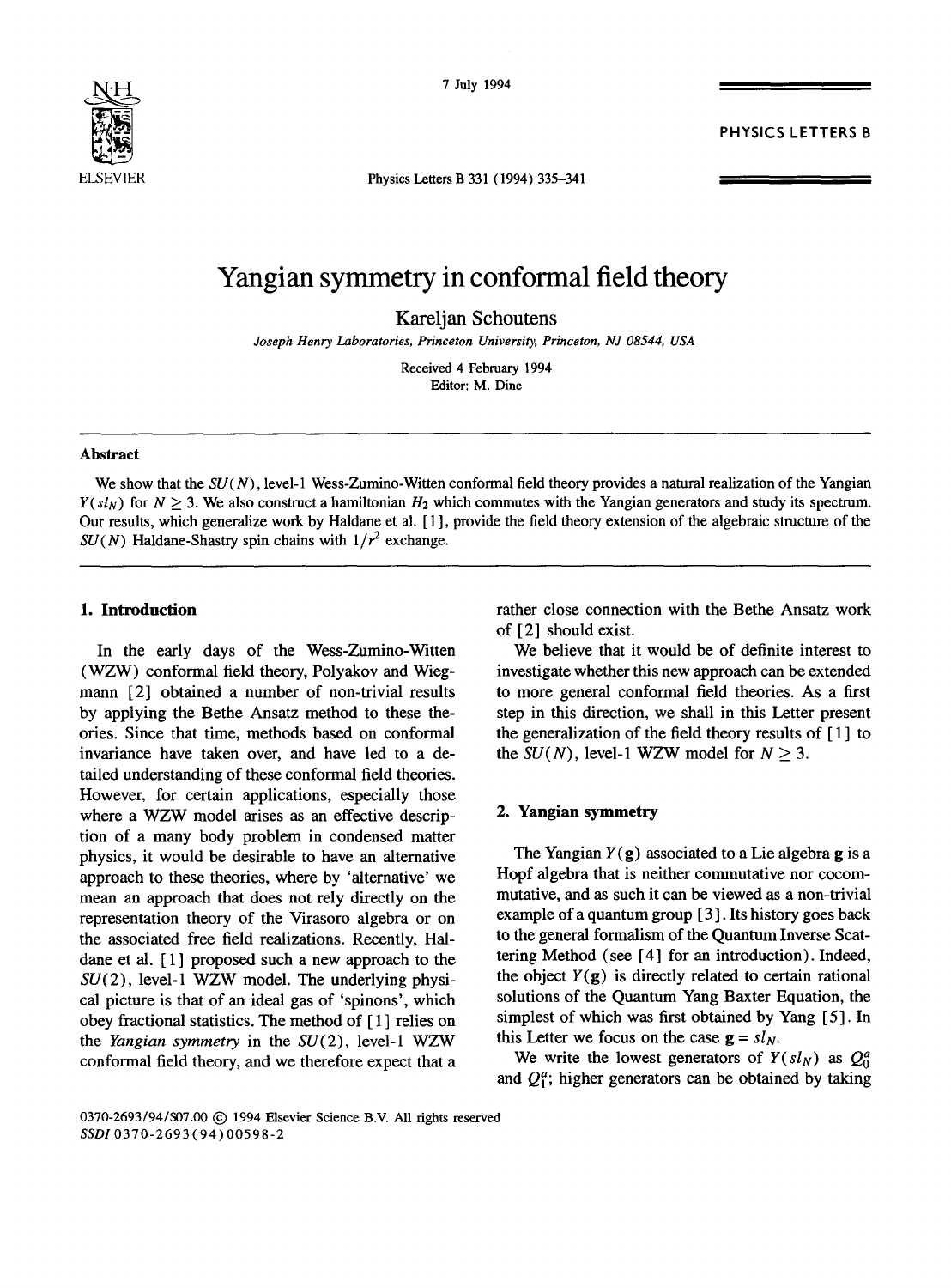# Yangian symmetry in conformal field theory

Kareljan Schoutens

*Joseph Henry Laboratories, Princeton University, Princeton, NJ 08544, USA*

Received 4 February 1994
Editor: M. Dine

### Abstract

We show that the $SU(N)$, level-1 Wess-Zumino-Witten conformal field theory provides a natural realization of the Yangian $Y(sl_N)$ for $N \geq 3$. We also construct a hamiltonian $H_2$ which commutes with the Yangian generators and study its spectrum. Our results, which generalize work by Haldane et al. [1], provide the field theory extension of the algebraic structure of the $SU(N)$ Haldane-Shastry spin chains with $1/r^2$ exchange.

## 1. Introduction

In the early days of the Wess-Zumino-Witten (WZW) conformal field theory, Polyakov and Wiegmann [2] obtained a number of non-trivial results by applying the Bethe Ansatz method to these theories. Since that time, methods based on conformal invariance have taken over, and have led to a detailed understanding of these conformal field theories. However, for certain applications, especially those where a WZW model arises as an effective description of a many body problem in condensed matter physics, it would be desirable to have an alternative approach to these theories, where by 'alternative' we mean an approach that does not rely directly on the representation theory of the Virasoro algebra or on the associated free field realizations. Recently, Haldane et al. [1] proposed such a new approach to the $SU(2)$, level-1 WZW model. The underlying physical picture is that of an ideal gas of 'spinons', which obey fractional statistics. The method of [1] relies on the *Yangian symmetry* in the $SU(2)$, level-1 WZW conformal field theory, and we therefore expect that a rather close connection with the Bethe Ansatz work of [2] should exist.

We believe that it would be of definite interest to investigate whether this new approach can be extended to more general conformal field theories. As a first step in this direction, we shall in this Letter present the generalization of the field theory results of [1] to the $SU(N)$, level-1 WZW model for $N \geq 3$.

## 2. Yangian symmetry

The Yangian $Y(\mathbf{g})$ associated to a Lie algebra $\mathbf{g}$ is a Hopf algebra that is neither commutative nor cocommutative, and as such it can be viewed as a non-trivial example of a quantum group [3]. Its history goes back to the general formalism of the Quantum Inverse Scattering Method (see [4] for an introduction). Indeed, the object $Y(\mathbf{g})$ is directly related to certain rational solutions of the Quantum Yang Baxter Equation, the simplest of which was first obtained by Yang [5]. In this Letter we focus on the case $\mathbf{g} = sl_N$.

We write the lowest generators of $Y(sl_N)$ as $Q_0^a$ and $Q_1^a$; higher generators can be obtained by taking

0370-2693/94/$07.00 © 1994 Elsevier Science B.V. All rights reserved
SSDI 0370-2693(94)00598-2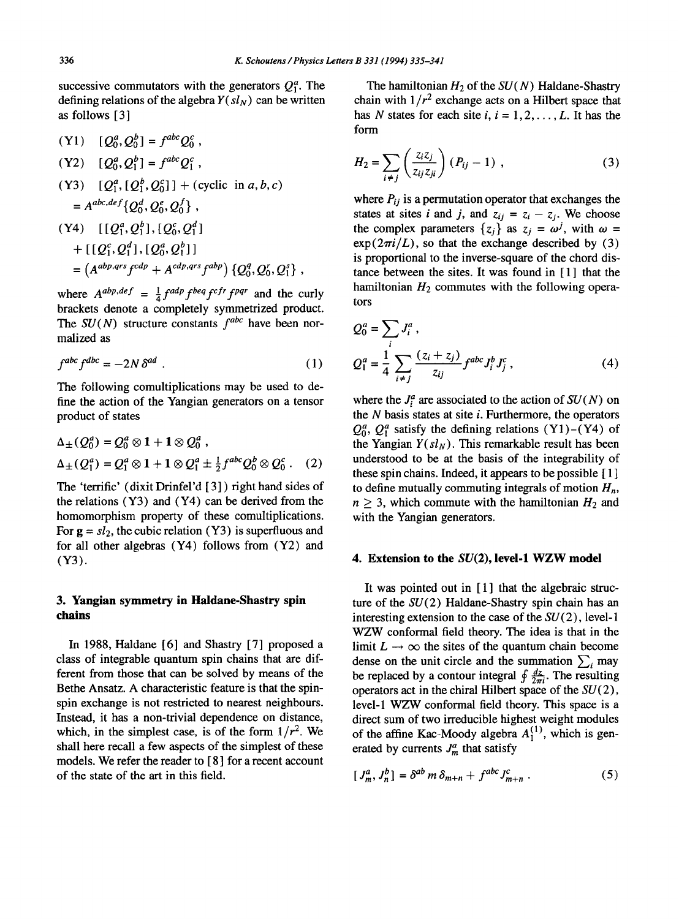successive commutators with the generators $Q_1^a$. The defining relations of the algebra $Y(sl_N)$ can be written as follows [3]

$$
\begin{aligned}
&(\mathrm{Y1}) \quad [Q_0^a, Q_0^b] = f^{abc} Q_0^c \,, \\
&(\mathrm{Y2}) \quad [Q_0^a, Q_1^b] = f^{abc} Q_1^c \,, \\
&(\mathrm{Y3}) \quad [Q_1^a, [Q_1^b, Q_0^c]] + (\text{cyclic in } a, b, c) \\
&\qquad = A^{abc,def} \{Q_0^d, Q_0^e, Q_0^f\} \,, \\
&(\mathrm{Y4}) \quad [[Q_1^a, Q_1^b], [Q_0^c, Q_1^d]] \\
&\qquad + [[Q_1^c, Q_1^d], [Q_0^a, Q_1^b]] \\
&\qquad = \left(A^{abp,qrs} f^{cdp} + A^{cdp,qrs} f^{abp}\right) \{Q_0^q, Q_0^r, Q_1^s\} \,,
\end{aligned}
$$

where $A^{abp,def} = \frac{1}{4} f^{adp} f^{beq} f^{cfr} f^{pqr}$ and the curly brackets denote a completely symmetrized product. The $SU(N)$ structure constants $f^{abc}$ have been normalized as

$$
f^{abc} f^{dbc} = -2N \, \delta^{ad} \,. \tag{1}
$$

The following comultiplications may be used to define the action of the Yangian generators on a tensor product of states

$$
\begin{aligned}
\Delta_\pm(Q_0^a) &= Q_0^a \otimes \mathbf{1} + \mathbf{1} \otimes Q_0^a \,, \\
\Delta_\pm(Q_1^a) &= Q_1^a \otimes \mathbf{1} + \mathbf{1} \otimes Q_1^a \pm \tfrac{1}{2} f^{abc} Q_0^b \otimes Q_0^c \,.
\end{aligned} \tag{2}
$$

The 'terrific' (dixit Drinfel'd [3]) right hand sides of the relations (Y3) and (Y4) can be derived from the homomorphism property of these comultiplications. For $\mathbf{g} = sl_2$, the cubic relation (Y3) is superfluous and for all other algebras (Y4) follows from (Y2) and (Y3).

## 3. Yangian symmetry in Haldane-Shastry spin chains

In 1988, Haldane [6] and Shastry [7] proposed a class of integrable quantum spin chains that are different from those that can be solved by means of the Bethe Ansatz. A characteristic feature is that the spin-spin exchange is not restricted to nearest neighbours. Instead, it has a non-trivial dependence on distance, which, in the simplest case, is of the form $1/r^2$. We shall here recall a few aspects of the simplest of these models. We refer the reader to [8] for a recent account of the state of the art in this field.

The hamiltonian $H_2$ of the $SU(N)$ Haldane-Shastry chain with $1/r^2$ exchange acts on a Hilbert space that has $N$ states for each site $i$, $i = 1, 2, \ldots, L$. It has the form

$$
H_2 = \sum_{i \neq j} \left( \frac{z_i z_j}{z_{ij} z_{ji}} \right) (P_{ij} - 1) \,, \tag{3}
$$

where $P_{ij}$ is a permutation operator that exchanges the states at sites $i$ and $j$, and $z_{ij} = z_i - z_j$. We choose the complex parameters $\{z_j\}$ as $z_j = \omega^j$, with $\omega = \exp(2\pi i/L)$, so that the exchange described by (3) is proportional to the inverse-square of the chord distance between the sites. It was found in [1] that the hamiltonian $H_2$ commutes with the following operators

$$
\begin{aligned}
Q_0^a &= \sum_i J_i^a \,, \\
Q_1^a &= \frac{1}{4} \sum_{i \neq j} \frac{(z_i + z_j)}{z_{ij}} f^{abc} J_i^b J_j^c \,,
\end{aligned} \tag{4}
$$

where the $J_i^a$ are associated to the action of $SU(N)$ on the $N$ basis states at site $i$. Furthermore, the operators $Q_0^a$, $Q_1^a$ satisfy the defining relations (Y1)–(Y4) of the Yangian $Y(sl_N)$. This remarkable result has been understood to be at the basis of the integrability of these spin chains. Indeed, it appears to be possible [1] to define mutually commuting integrals of motion $H_n$, $n \geq 3$, which commute with the hamiltonian $H_2$ and with the Yangian generators.

## 4. Extension to the $SU(2)$, level-1 WZW model

It was pointed out in [1] that the algebraic structure of the $SU(2)$ Haldane-Shastry spin chain has an interesting extension to the case of the $SU(2)$, level-1 WZW conformal field theory. The idea is that in the limit $L \to \infty$ the sites of the quantum chain become dense on the unit circle and the summation $\sum_i$ may be replaced by a contour integral $\oint \frac{dz}{2\pi i}$. The resulting operators act in the chiral Hilbert space of the $SU(2)$, level-1 WZW conformal field theory. This space is a direct sum of two irreducible highest weight modules of the affine Kac-Moody algebra $A_1^{(1)}$, which is generated by currents $J_m^a$ that satisfy

$$
[J_m^a, J_n^b] = \delta^{ab} \, m \, \delta_{m+n} + f^{abc} J_{m+n}^c \,. \tag{5}
$$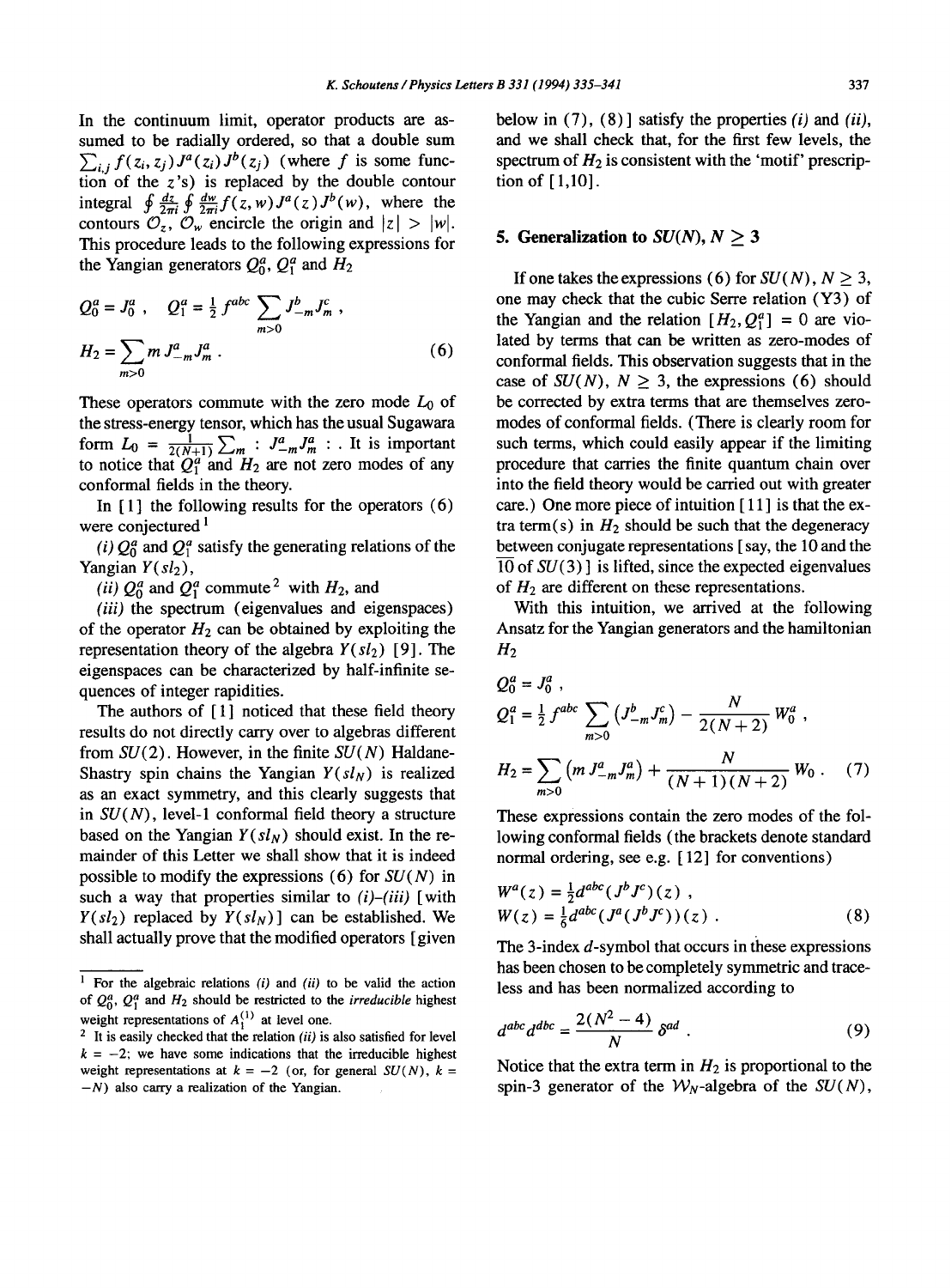In the continuum limit, operator products are assumed to be radially ordered, so that a double sum $\sum_{i,j} f(z_i, z_j) J^a(z_i) J^b(z_j)$ (where $f$ is some function of the $z$'s) is replaced by the double contour integral $\oint \frac{dz}{2\pi i} \oint \frac{dw}{2\pi i} f(z,w) J^a(z) J^b(w)$, where the contours $\mathcal{O}_z$, $\mathcal{O}_w$ encircle the origin and $|z| > |w|$. This procedure leads to the following expressions for the Yangian generators $Q_0^a$, $Q_1^a$ and $H_2$

$$
Q_0^a = J_0^a \,, \quad Q_1^a = \tfrac{1}{2} f^{abc} \sum_{m>0} J_{-m}^b J_m^c \,,
$$
$$
H_2 = \sum_{m>0} m\, J_{-m}^a J_m^a \,. \tag{6}
$$

These operators commute with the zero mode $L_0$ of the stress-energy tensor, which has the usual Sugawara form $L_0 = \frac{1}{2(N+1)} \sum_m : J_{-m}^a J_m^a :$. It is important to notice that $Q_1^a$ and $H_2$ are not zero modes of any conformal fields in the theory.

In [1] the following results for the operators (6) were conjectured [1]

*(i)* $Q_0^a$ and $Q_1^a$ satisfy the generating relations of the Yangian $Y(sl_2)$,

*(ii)* $Q_0^a$ and $Q_1^a$ commute [2] with $H_2$, and

*(iii)* the spectrum (eigenvalues and eigenspaces) of the operator $H_2$ can be obtained by exploiting the representation theory of the algebra $Y(sl_2)$ [9]. The eigenspaces can be characterized by half-infinite sequences of integer rapidities.

The authors of [1] noticed that these field theory results do not directly carry over to algebras different from $SU(2)$. However, in the finite $SU(N)$ Haldane-Shastry spin chains the Yangian $Y(sl_N)$ is realized as an exact symmetry, and this clearly suggests that in $SU(N)$, level-1 conformal field theory a structure based on the Yangian $Y(sl_N)$ should exist. In the remainder of this Letter we shall show that it is indeed possible to modify the expressions (6) for $SU(N)$ in such a way that properties similar to *(i)*–*(iii)* [with $Y(sl_2)$ replaced by $Y(sl_N)$] can be established. We shall actually prove that the modified operators [given below in (7), (8)] satisfy the properties *(i)* and *(ii)*, and we shall check that, for the first few levels, the spectrum of $H_2$ is consistent with the 'motif' prescription of [1,10].

## 5. Generalization to $SU(N)$, $N \geq 3$

If one takes the expressions (6) for $SU(N)$, $N \geq 3$, one may check that the cubic Serre relation (Y3) of the Yangian and the relation $[H_2, Q_1^a] = 0$ are violated by terms that can be written as zero-modes of conformal fields. This observation suggests that in the case of $SU(N)$, $N \geq 3$, the expressions (6) should be corrected by extra terms that are themselves zero-modes of conformal fields. (There is clearly room for such terms, which could easily appear if the limiting procedure that carries the finite quantum chain over into the field theory would be carried out with greater care.) One more piece of intuition [11] is that the extra term(s) in $H_2$ should be such that the degeneracy between conjugate representations [say, the 10 and the $\overline{10}$ of $SU(3)$] is lifted, since the expected eigenvalues of $H_2$ are different on these representations.

With this intuition, we arrived at the following Ansatz for the Yangian generators and the hamiltonian $H_2$

$$
Q_0^a = J_0^a \,,
$$
$$
Q_1^a = \tfrac{1}{2} f^{abc} \sum_{m>0} \left( J_{-m}^b J_m^c \right) - \frac{N}{2(N+2)} W_0^a \,,
$$
$$
H_2 = \sum_{m>0} \left( m\, J_{-m}^a J_m^a \right) + \frac{N}{(N+1)(N+2)} W_0 \,. \tag{7}
$$

These expressions contain the zero modes of the following conformal fields (the brackets denote standard normal ordering, see e.g. [12] for conventions)

$$
W^a(z) = \tfrac{1}{2} d^{abc} (J^b J^c)(z) \,,
$$
$$
W(z) = \tfrac{1}{6} d^{abc} (J^a (J^b J^c))(z) \,. \tag{8}
$$

The 3-index $d$-symbol that occurs in these expressions has been chosen to be completely symmetric and traceless and has been normalized according to

$$
d^{abc} d^{dbc} = \frac{2(N^2 - 4)}{N} \delta^{ad} \,. \tag{9}
$$

Notice that the extra term in $H_2$ is proportional to the spin-3 generator of the $\mathcal{W}_N$-algebra of the $SU(N)$,

---

[1] For the algebraic relations *(i)* and *(ii)* to be valid the action of $Q_0^a$, $Q_1^a$ and $H_2$ should be restricted to the *irreducible* highest weight representations of $A_1^{(1)}$ at level one.

[2] It is easily checked that the relation *(ii)* is also satisfied for level $k = -2$; we have some indications that the irreducible highest weight representations at $k = -2$ (or, for general $SU(N)$, $k = -N$) also carry a realization of the Yangian.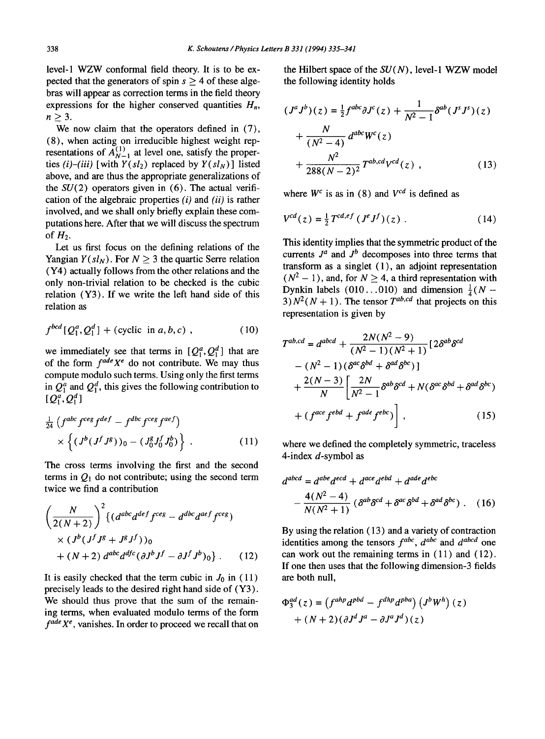level-1 WZW conformal field theory. It is to be expected that the generators of spin $s \geq 4$ of these algebras will appear as correction terms in the field theory expressions for the higher conserved quantities $H_n$, $n \geq 3$.

We now claim that the operators defined in (7), (8), when acting on irreducible highest weight representations of $A^{(1)}_{N-1}$ at level one, satisfy the properties *(i)*-*(iii)* [with $Y(sl_2)$ replaced by $Y(sl_N)$] listed above, and are thus the appropriate generalizations of the $SU(2)$ operators given in (6). The actual verification of the algebraic properties *(i)* and *(ii)* is rather involved, and we shall only briefly explain these computations here. After that we will discuss the spectrum of $H_2$.

Let us first focus on the defining relations of the Yangian $Y(sl_N)$. For $N \geq 3$ the quartic Serre relation (Y4) actually follows from the other relations and the only non-trivial relation to be checked is the cubic relation (Y3). If we write the left hand side of this relation as

$$f^{bcd}[Q_1^a, Q_1^d] + (\text{cyclic in } a, b, c) \ , \tag{10}$$

we immediately see that terms in $[Q_1^a, Q_1^d]$ that are of the form $f^{ade}X^e$ do not contribute. We may thus compute modulo such terms. Using only the first terms in $Q_1^a$ and $Q_1^d$, this gives the following contribution to $[Q_1^a, Q_1^d]$

$$\tfrac{1}{24}\left(f^{abc}f^{ceg}f^{def} - f^{dbc}f^{ceg}f^{aef}\right) \times \left\{(J^b(J^f J^g))_0 - (J_0^g J_0^f J_0^b)\right\} \ . \tag{11}$$

The cross terms involving the first and the second terms in $Q_1$ do not contribute; using the second term twice we find a contribution

$$\left(\frac{N}{2(N+2)}\right)^2 \{(d^{abc}d^{def}f^{ceg} - d^{dbc}d^{aef}f^{ceg}) \times (J^b(J^f J^g + J^g J^f))_0 + (N+2)\, d^{abc}d^{dfc}(\partial J^b J^f - \partial J^f J^b)_0\} \ . \tag{12}$$

It is easily checked that the term cubic in $J_0$ in (11) precisely leads to the desired right hand side of (Y3). We should thus prove that the sum of the remaining terms, when evaluated modulo terms of the form $f^{ade}X^e$, vanishes. In order to proceed we recall that on the Hilbert space of the $SU(N)$, level-1 WZW model the following identity holds

$$(J^a J^b)(z) = \tfrac{1}{2}f^{abc}\partial J^c(z) + \frac{1}{N^2-1}\delta^{ab}(J^s J^s)(z) + \frac{N}{(N^2-4)}\, d^{abc}W^c(z) + \frac{N^2}{288(N-2)^2}\, T^{ab,cd}V^{cd}(z) \ , \tag{13}$$

where $W^c$ is as in (8) and $V^{cd}$ is defined as

$$V^{cd}(z) = \tfrac{1}{2}T^{cd,ef}\,(J^e J^f)(z) \ . \tag{14}$$

This identity implies that the symmetric product of the currents $J^a$ and $J^b$ decomposes into three terms that transform as a singlet (1), an adjoint representation ($N^2-1$), and, for $N \geq 4$, a third representation with Dynkin labels (010...010) and dimension $\frac{1}{4}(N-3)N^2(N+1)$. The tensor $T^{ab,cd}$ that projects on this representation is given by

$$T^{ab,cd} = d^{abcd} + \frac{2N(N^2-9)}{(N^2-1)(N^2+1)}[2\delta^{ab}\delta^{cd} - (N^2-1)(\delta^{ac}\delta^{bd} + \delta^{ad}\delta^{bc})] + \frac{2(N-3)}{N}\left[\frac{2N}{N^2-1}\delta^{ab}\delta^{cd} + N(\delta^{ac}\delta^{bd} + \delta^{ad}\delta^{bc}) + (f^{ace}f^{ebd} + f^{ade}f^{ebc})\right] , \tag{15}$$

where we defined the completely symmetric, traceless 4-index $d$-symbol as

$$d^{abcd} = d^{abe}d^{ecd} + d^{ace}d^{ebd} + d^{ade}d^{ebc} - \frac{4(N^2-4)}{N(N^2+1)}(\delta^{ab}\delta^{cd} + \delta^{ac}\delta^{bd} + \delta^{ad}\delta^{bc}) \ . \tag{16}$$

By using the relation (13) and a variety of contraction identities among the tensors $f^{abc}$, $d^{abc}$ and $d^{abcd}$ one can work out the remaining terms in (11) and (12). If one then uses that the following dimension-3 fields are both null,

$$\Phi_3^{ad}(z) = \left(f^{ahp}d^{pbd} - f^{dhp}d^{pba}\right)\left(J^b W^h\right)(z) + (N+2)(\partial J^d J^a - \partial J^a J^d)(z)$$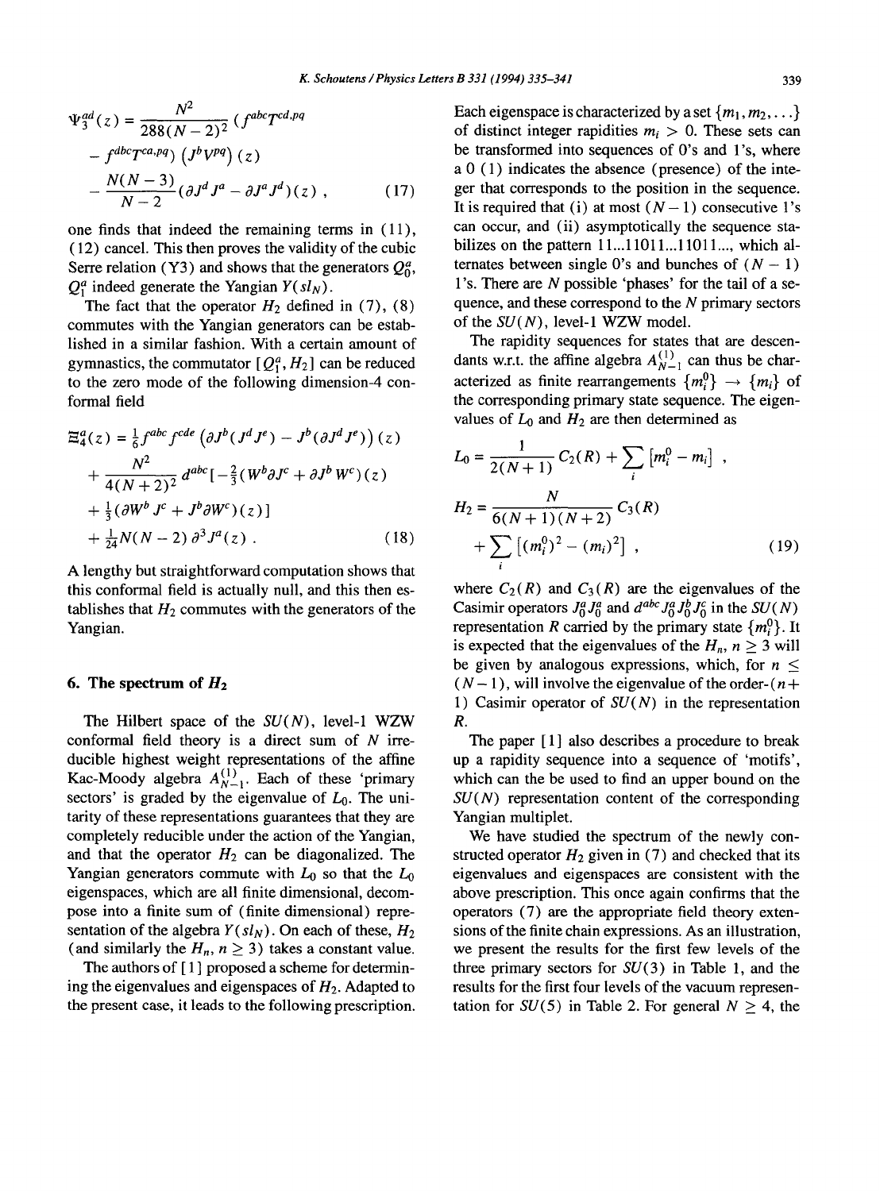$$\Psi_3^{ad}(z) = \frac{N^2}{288(N-2)^2}\,(f^{abc}T^{cd,pq} - f^{dbc}T^{ca,pq})\,(J^b V^{pq})(z) - \frac{N(N-3)}{N-2}(\partial J^d J^a - \partial J^a J^d)(z)\,, \tag{17}$$

one finds that indeed the remaining terms in (11), (12) cancel. This then proves the validity of the cubic Serre relation (Y3) and shows that the generators $Q_0^a$, $Q_1^a$ indeed generate the Yangian $Y(sl_N)$.

The fact that the operator $H_2$ defined in (7), (8) commutes with the Yangian generators can be established in a similar fashion. With a certain amount of gymnastics, the commutator $[Q_1^a, H_2]$ can be reduced to the zero mode of the following dimension-4 conformal field

$$\begin{aligned}\Xi_4^a(z) &= \tfrac{1}{6} f^{abc} f^{cde}\left(\partial J^b (J^d J^e) - J^b(\partial J^d J^e)\right)(z) \\ &\quad + \frac{N^2}{4(N+2)^2} d^{abc}\left[-\tfrac{2}{3}(W^b \partial J^c + \partial J^b W^c)(z) + \tfrac{1}{3}(\partial W^b J^c + J^b \partial W^c)(z)\right] \\ &\quad + \tfrac{1}{24} N(N-2)\,\partial^3 J^a(z)\,.\end{aligned} \tag{18}$$

A lengthy but straightforward computation shows that this conformal field is actually null, and this then establishes that $H_2$ commutes with the generators of the Yangian.

## 6. The spectrum of $H_2$

The Hilbert space of the $SU(N)$, level-1 WZW conformal field theory is a direct sum of $N$ irreducible highest weight representations of the affine Kac-Moody algebra $A_{N-1}^{(1)}$. Each of these 'primary sectors' is graded by the eigenvalue of $L_0$. The unitarity of these representations guarantees that they are completely reducible under the action of the Yangian, and that the operator $H_2$ can be diagonalized. The Yangian generators commute with $L_0$ so that the $L_0$ eigenspaces, which are all finite dimensional, decompose into a finite sum of (finite dimensional) representation of the algebra $Y(sl_N)$. On each of these, $H_2$ (and similarly the $H_n$, $n \geq 3$) takes a constant value.

The authors of [1] proposed a scheme for determining the eigenvalues and eigenspaces of $H_2$. Adapted to the present case, it leads to the following prescription. Each eigenspace is characterized by a set $\{m_1, m_2, \ldots\}$ of distinct integer rapidities $m_i > 0$. These sets can be transformed into sequences of 0's and 1's, where a 0 (1) indicates the absence (presence) of the integer that corresponds to the position in the sequence. It is required that (i) at most $(N-1)$ consecutive 1's can occur, and (ii) asymptotically the sequence stabilizes on the pattern 11...11011...11011..., which alternates between single 0's and bunches of $(N-1)$ 1's. There are $N$ possible 'phases' for the tail of a sequence, and these correspond to the $N$ primary sectors of the $SU(N)$, level-1 WZW model.

The rapidity sequences for states that are descendants w.r.t. the affine algebra $A_{N-1}^{(1)}$ can thus be characterized as finite rearrangements $\{m_i^0\} \to \{m_i\}$ of the corresponding primary state sequence. The eigenvalues of $L_0$ and $H_2$ are then determined as

$$\begin{aligned}L_0 &= \frac{1}{2(N+1)} C_2(R) + \sum_i \left[m_i^0 - m_i\right]\,, \\ H_2 &= \frac{N}{6(N+1)(N+2)} C_3(R) + \sum_i \left[(m_i^0)^2 - (m_i)^2\right]\,,\end{aligned} \tag{19}$$

where $C_2(R)$ and $C_3(R)$ are the eigenvalues of the Casimir operators $J_0^a J_0^a$ and $d^{abc} J_0^a J_0^b J_0^c$ in the $SU(N)$ representation $R$ carried by the primary state $\{m_i^0\}$. It is expected that the eigenvalues of the $H_n$, $n \geq 3$ will be given by analogous expressions, which, for $n \leq (N-1)$, will involve the eigenvalue of the order-$(n+1)$ Casimir operator of $SU(N)$ in the representation $R$.

The paper [1] also describes a procedure to break up a rapidity sequence into a sequence of 'motifs', which can the be used to find an upper bound on the $SU(N)$ representation content of the corresponding Yangian multiplet.

We have studied the spectrum of the newly constructed operator $H_2$ given in (7) and checked that its eigenvalues and eigenspaces are consistent with the above prescription. This once again confirms that the operators (7) are the appropriate field theory extensions of the finite chain expressions. As an illustration, we present the results for the first few levels of the three primary sectors for $SU(3)$ in Table 1, and the results for the first four levels of the vacuum representation for $SU(5)$ in Table 2. For general $N \geq 4$, the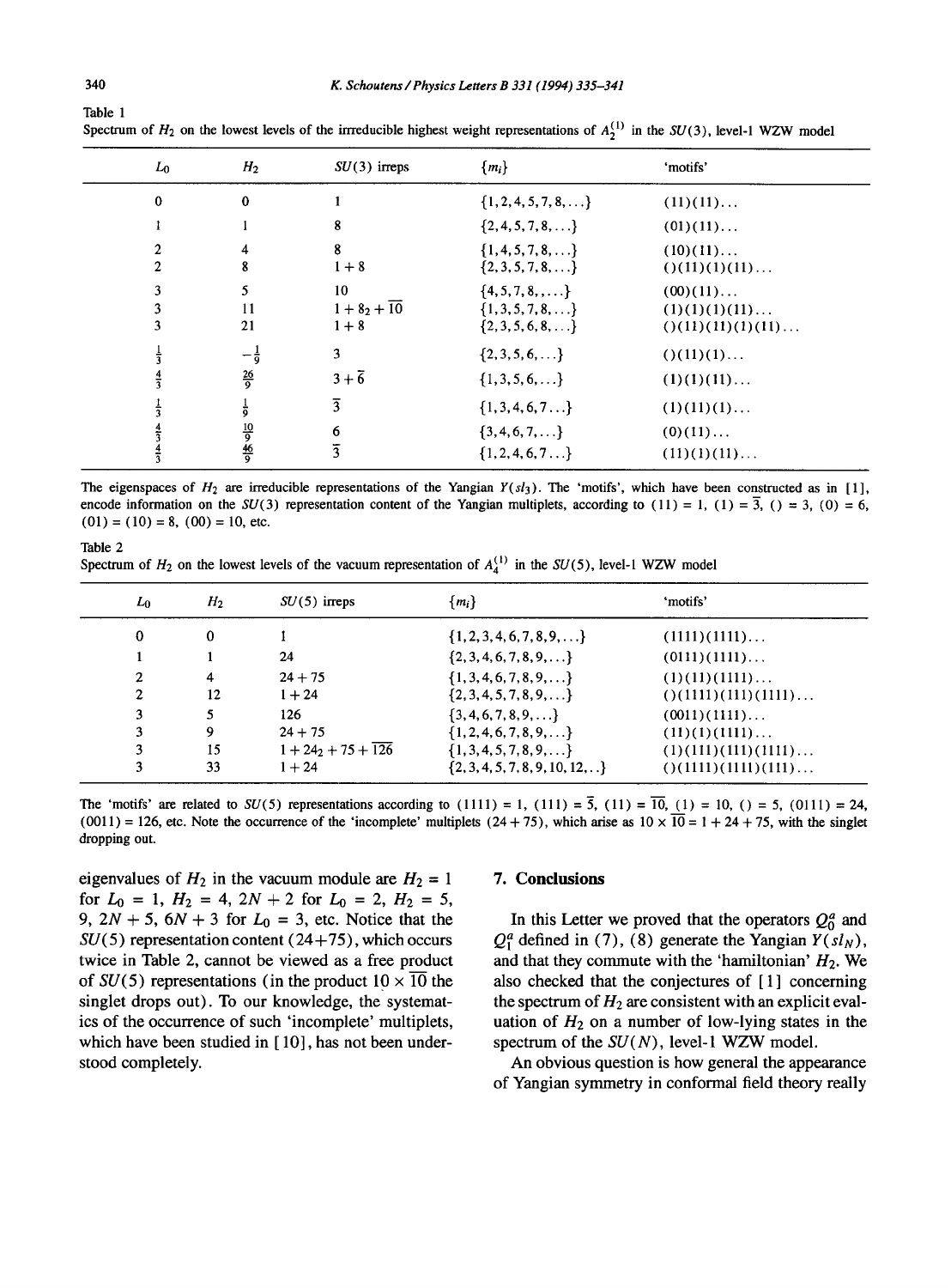Table 1
Spectrum of $H_2$ on the lowest levels of the irreducible highest weight representations of $A_2^{(1)}$ in the $SU(3)$, level-1 WZW model

| $L_0$ | $H_2$ | $SU(3)$ irreps | $\{m_i\}$ | 'motifs' |
|---|---|---|---|---|
| 0 | 0 | 1 | $\{1,2,4,5,7,8,\ldots\}$ | (11)(11)... |
| 1 | 1 | 8 | $\{2,4,5,7,8,\ldots\}$ | (01)(11)... |
| 2 | 4 | 8 | $\{1,4,5,7,8,\ldots\}$ | (10)(11)... |
| 2 | 8 | $1+8$ | $\{2,3,5,7,8,\ldots\}$ | ()(11)(1)(11)... |
| 3 | 5 | 10 | $\{4,5,7,8,,\ldots\}$ | (00)(11)... |
| 3 | 11 | $1+8_2+\overline{10}$ | $\{1,3,5,7,8,\ldots\}$ | (1)(1)(1)(11)... |
| 3 | 21 | $1+8$ | $\{2,3,5,6,8,\ldots\}$ | ()(11)(11)(1)(11)... |
| $\frac{1}{3}$ | $-\frac{1}{9}$ | 3 | $\{2,3,5,6,\ldots\}$ | ()(11)(1)... |
| $\frac{4}{3}$ | $\frac{26}{9}$ | $3+\overline{6}$ | $\{1,3,5,6,\ldots\}$ | (1)(1)(11)... |
| $\frac{1}{3}$ | $\frac{1}{9}$ | $\overline{3}$ | $\{1,3,4,6,7\ldots\}$ | (1)(11)(1)... |
| $\frac{4}{3}$ | $\frac{10}{9}$ | 6 | $\{3,4,6,7,\ldots\}$ | (0)(11)... |
| $\frac{4}{3}$ | $\frac{46}{9}$ | $\overline{3}$ | $\{1,2,4,6,7\ldots\}$ | (11)(1)(11)... |

The eigenspaces of $H_2$ are irreducible representations of the Yangian $Y(sl_3)$. The 'motifs', which have been constructed as in [1], encode information on the $SU(3)$ representation content of the Yangian multiplets, according to (11) = 1, (1) = $\overline{3}$, () = 3, (0) = 6, (01) = (10) = 8, (00) = 10, etc.

Table 2
Spectrum of $H_2$ on the lowest levels of the vacuum representation of $A_4^{(1)}$ in the $SU(5)$, level-1 WZW model

| $L_0$ | $H_2$ | $SU(5)$ irreps | $\{m_i\}$ | 'motifs' |
|---|---|---|---|---|
| 0 | 0 | 1 | $\{1,2,3,4,6,7,8,9,\ldots\}$ | (1111)(1111)... |
| 1 | 1 | 24 | $\{2,3,4,6,7,8,9,\ldots\}$ | (0111)(1111)... |
| 2 | 4 | $24+75$ | $\{1,3,4,6,7,8,9,\ldots\}$ | (1)(11)(1111)... |
| 2 | 12 | $1+24$ | $\{2,3,4,5,7,8,9,\ldots\}$ | ()(1111)(111)(1111)... |
| 3 | 5 | 126 | $\{3,4,6,7,8,9,\ldots\}$ | (0011)(1111)... |
| 3 | 9 | $24+75$ | $\{1,2,4,6,7,8,9,\ldots\}$ | (11)(1)(1111)... |
| 3 | 15 | $1+24_2+75+\overline{126}$ | $\{1,3,4,5,7,8,9,\ldots\}$ | (1)(111)(111)(1111)... |
| 3 | 33 | $1+24$ | $\{2,3,4,5,7,8,9,10,12,..\}$ | ()(1111)(1111)(111)... |

The 'motifs' are related to $SU(5)$ representations according to (1111) = 1, (111) = $\overline{5}$, (11) = $\overline{10}$, (1) = 10, () = 5, (0111) = 24, (0011) = 126, etc. Note the occurrence of the 'incomplete' multiplets (24 + 75), which arise as $10 \times \overline{10} = 1 + 24 + 75$, with the singlet dropping out.

eigenvalues of $H_2$ in the vacuum module are $H_2 = 1$ for $L_0 = 1$, $H_2 = 4$, $2N + 2$ for $L_0 = 2$, $H_2 = 5$, 9, $2N + 5$, $6N + 3$ for $L_0 = 3$, etc. Notice that the $SU(5)$ representation content (24+75), which occurs twice in Table 2, cannot be viewed as a free product of $SU(5)$ representations (in the product $10 \times \overline{10}$ the singlet drops out). To our knowledge, the systematics of the occurrence of such 'incomplete' multiplets, which have been studied in [10], has not been understood completely.

## 7. Conclusions

In this Letter we proved that the operators $Q_0^a$ and $Q_1^a$ defined in (7), (8) generate the Yangian $Y(sl_N)$, and that they commute with the 'hamiltonian' $H_2$. We also checked that the conjectures of [1] concerning the spectrum of $H_2$ are consistent with an explicit evaluation of $H_2$ on a number of low-lying states in the spectrum of the $SU(N)$, level-1 WZW model.

An obvious question is how general the appearance of Yangian symmetry in conformal field theory really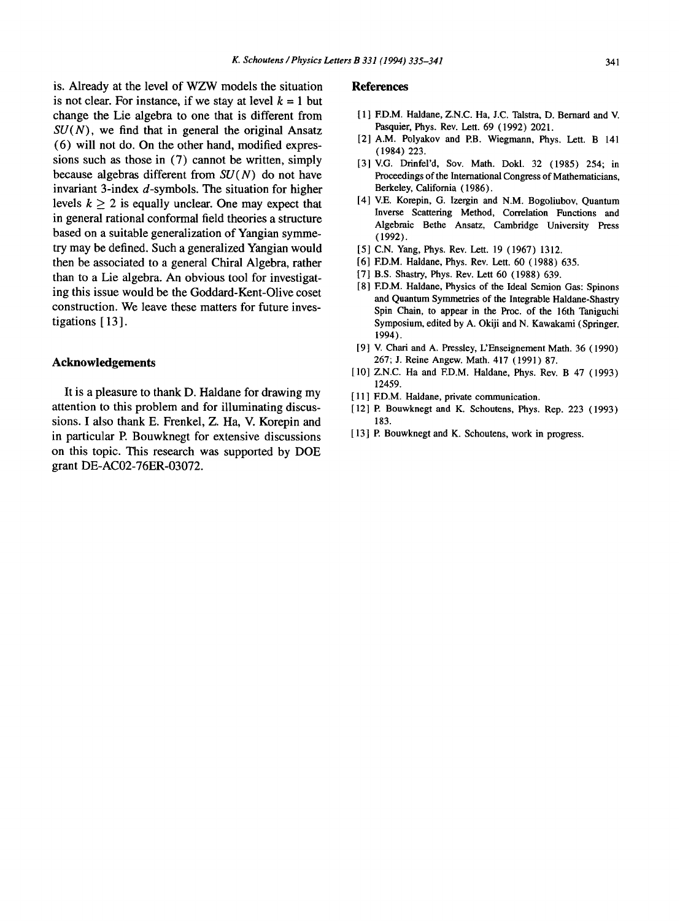is. Already at the level of WZW models the situation is not clear. For instance, if we stay at level $k = 1$ but change the Lie algebra to one that is different from $SU(N)$, we find that in general the original Ansatz (6) will not do. On the other hand, modified expressions such as those in (7) cannot be written, simply because algebras different from $SU(N)$ do not have invariant 3-index $d$-symbols. The situation for higher levels $k \geq 2$ is equally unclear. One may expect that in general rational conformal field theories a structure based on a suitable generalization of Yangian symmetry may be defined. Such a generalized Yangian would then be associated to a general Chiral Algebra, rather than to a Lie algebra. An obvious tool for investigating this issue would be the Goddard-Kent-Olive coset construction. We leave these matters for future investigations [13].

## Acknowledgements

It is a pleasure to thank D. Haldane for drawing my attention to this problem and for illuminating discussions. I also thank E. Frenkel, Z. Ha, V. Korepin and in particular P. Bouwknegt for extensive discussions on this topic. This research was supported by DOE grant DE-AC02-76ER-03072.

## References

[1] F.D.M. Haldane, Z.N.C. Ha, J.C. Talstra, D. Bernard and V. Pasquier, Phys. Rev. Lett. 69 (1992) 2021.

[2] A.M. Polyakov and P.B. Wiegmann, Phys. Lett. B 141 (1984) 223.

[3] V.G. Drinfel'd, Sov. Math. Dokl. 32 (1985) 254; in Proceedings of the International Congress of Mathematicians, Berkeley, California (1986).

[4] V.E. Korepin, G. Izergin and N.M. Bogoliubov, Quantum Inverse Scattering Method, Correlation Functions and Algebraic Bethe Ansatz, Cambridge University Press (1992).

[5] C.N. Yang, Phys. Rev. Lett. 19 (1967) 1312.

[6] F.D.M. Haldane, Phys. Rev. Lett. 60 (1988) 635.

[7] B.S. Shastry, Phys. Rev. Lett 60 (1988) 639.

[8] F.D.M. Haldane, Physics of the Ideal Semion Gas: Spinons and Quantum Symmetries of the Integrable Haldane-Shastry Spin Chain, to appear in the Proc. of the 16th Taniguchi Symposium, edited by A. Okiji and N. Kawakami (Springer, 1994).

[9] V. Chari and A. Pressley, L'Enseignement Math. 36 (1990) 267; J. Reine Angew. Math. 417 (1991) 87.

[10] Z.N.C. Ha and F.D.M. Haldane, Phys. Rev. B 47 (1993) 12459.

[11] F.D.M. Haldane, private communication.

[12] P. Bouwknegt and K. Schoutens, Phys. Rep. 223 (1993) 183.

[13] P. Bouwknegt and K. Schoutens, work in progress.